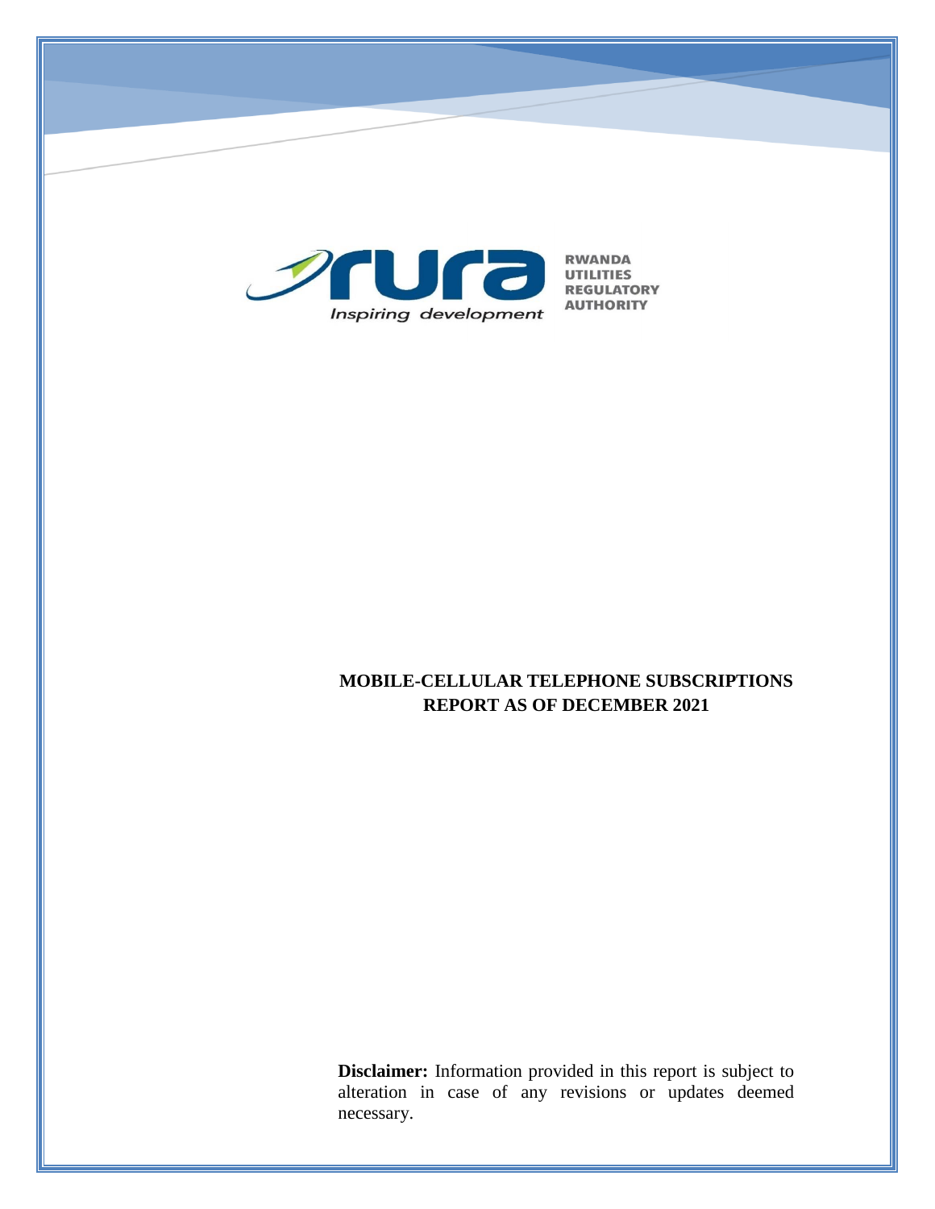RWANDA UTILITIES REGULATORY AUTHORITY

*Inspiring development*

# MOBILE-CELLULAR TELEPHONE SUBSCRIPTIONS REPORT AS OF DECEMBER 2021

**Disclaimer:** Information provided in this report is subject to alteration in case of any revisions or updates deemed necessary.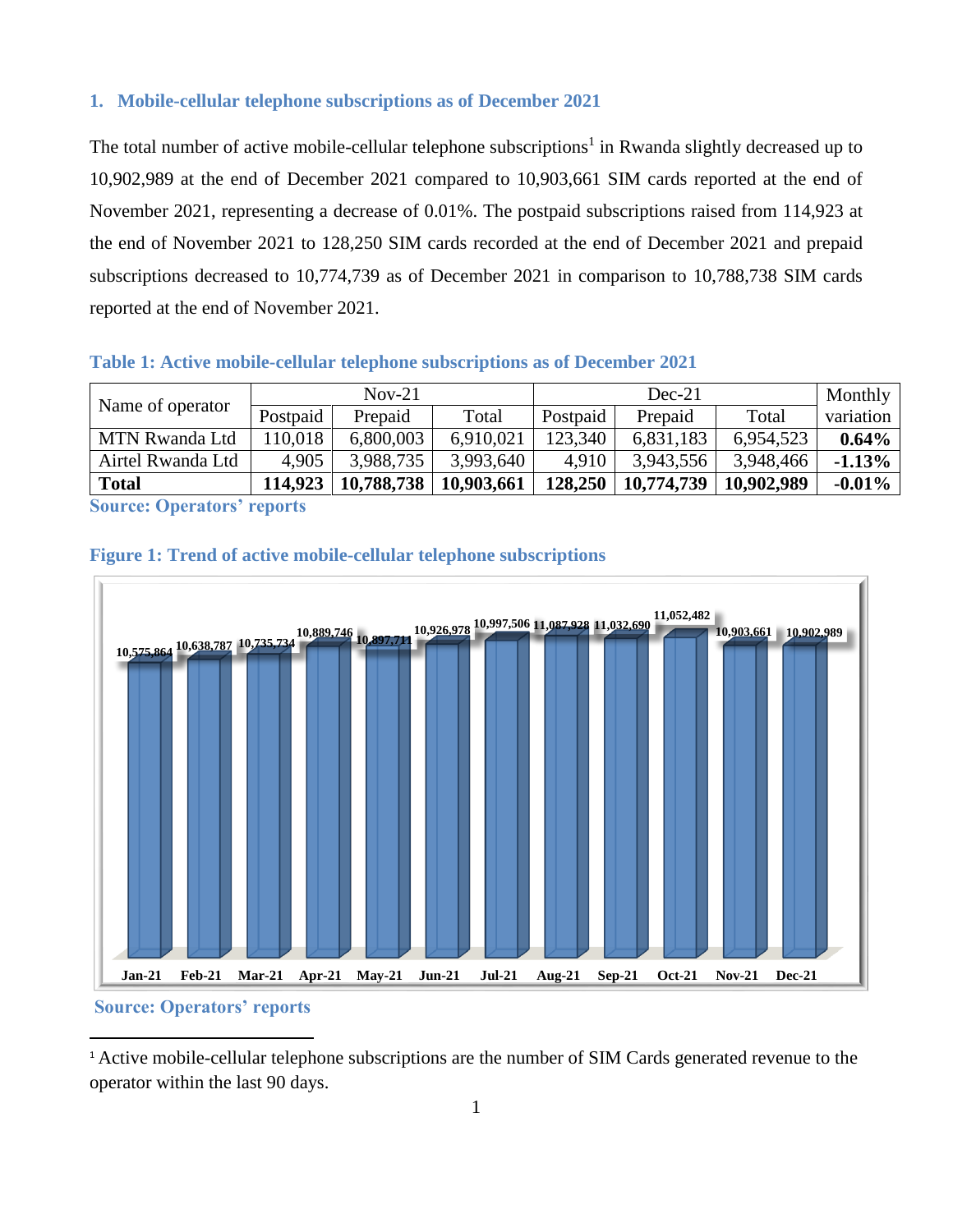## 1. Mobile-cellular telephone subscriptions as of December 2021

The total number of active mobile-cellular telephone subscriptions[1] in Rwanda slightly decreased up to 10,902,989 at the end of December 2021 compared to 10,903,661 SIM cards reported at the end of November 2021, representing a decrease of 0.01%. The postpaid subscriptions raised from 114,923 at the end of November 2021 to 128,250 SIM cards recorded at the end of December 2021 and prepaid subscriptions decreased to 10,774,739 as of December 2021 in comparison to 10,788,738 SIM cards reported at the end of November 2021.

**Table 1: Active mobile-cellular telephone subscriptions as of December 2021**

| Name of operator | Nov-21 | | | Dec-21 | | | Monthly variation |
|---|---|---|---|---|---|---|---|
| | Postpaid | Prepaid | Total | Postpaid | Prepaid | Total | |
| MTN Rwanda Ltd | 110,018 | 6,800,003 | 6,910,021 | 123,340 | 6,831,183 | 6,954,523 | **0.64%** |
| Airtel Rwanda Ltd | 4,905 | 3,988,735 | 3,993,640 | 4,910 | 3,943,556 | 3,948,466 | **-1.13%** |
| **Total** | **114,923** | **10,788,738** | **10,903,661** | **128,250** | **10,774,739** | **10,902,989** | **-0.01%** |

**Source: Operators' reports**

**Figure 1: Trend of active mobile-cellular telephone subscriptions**

| Month | Subscriptions |
|---|---|
| Jan-21 | 10,575,864 |
| Feb-21 | 10,638,787 |
| Mar-21 | 10,735,734 |
| Apr-21 | 10,889,746 |
| May-21 | 10,897,711 |
| Jun-21 | 10,926,978 |
| Jul-21 | 10,997,506 |
| Aug-21 | 11,087,928 |
| Sep-21 | 11,032,690 |
| Oct-21 | 11,052,482 |
| Nov-21 | 10,903,661 |
| Dec-21 | 10,902,989 |

**Source: Operators' reports**

[1] Active mobile-cellular telephone subscriptions are the number of SIM Cards generated revenue to the operator within the last 90 days.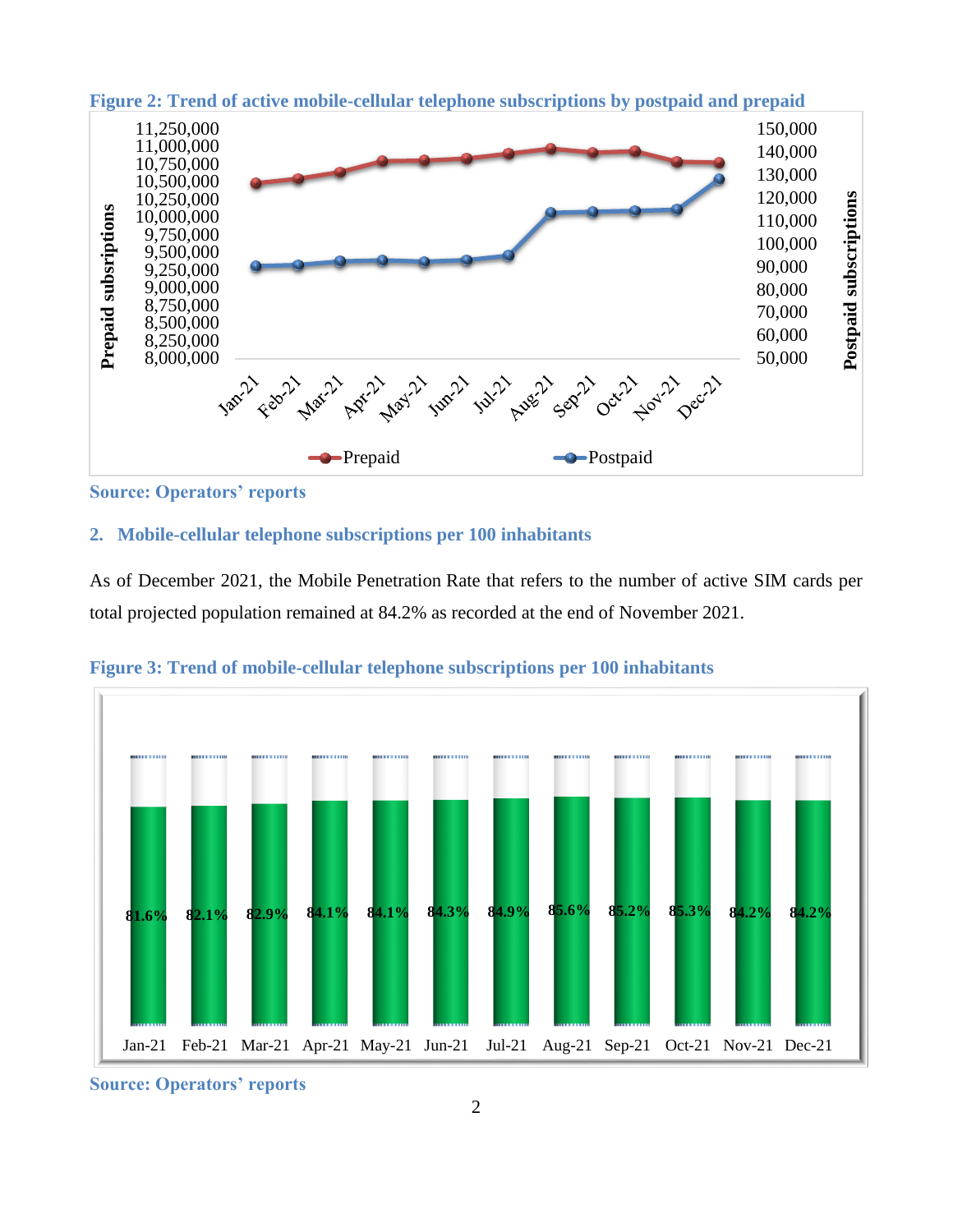**Figure 2: Trend of active mobile-cellular telephone subscriptions by postpaid and prepaid**

**Source: Operators' reports**

## 2. Mobile-cellular telephone subscriptions per 100 inhabitants

As of December 2021, the Mobile Penetration Rate that refers to the number of active SIM cards per total projected population remained at 84.2% as recorded at the end of November 2021.

**Figure 3: Trend of mobile-cellular telephone subscriptions per 100 inhabitants**

**Source: Operators' reports**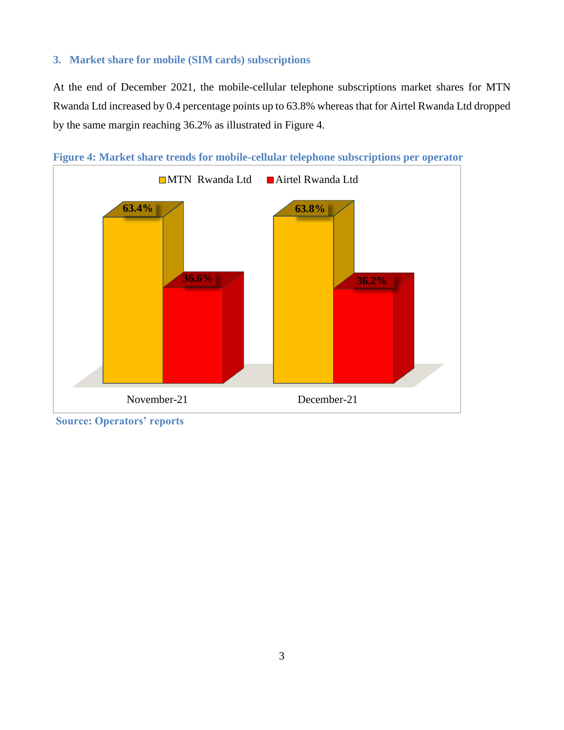## 3. Market share for mobile (SIM cards) subscriptions

At the end of December 2021, the mobile-cellular telephone subscriptions market shares for MTN Rwanda Ltd increased by 0.4 percentage points up to 63.8% whereas that for Airtel Rwanda Ltd dropped by the same margin reaching 36.2% as illustrated in Figure 4.

**Figure 4: Market share trends for mobile-cellular telephone subscriptions per operator**

MTN Rwanda Ltd
Airtel Rwanda Ltd

63.4%
36.6%
November-21

63.8%
36.2%
December-21

**Source: Operators' reports**